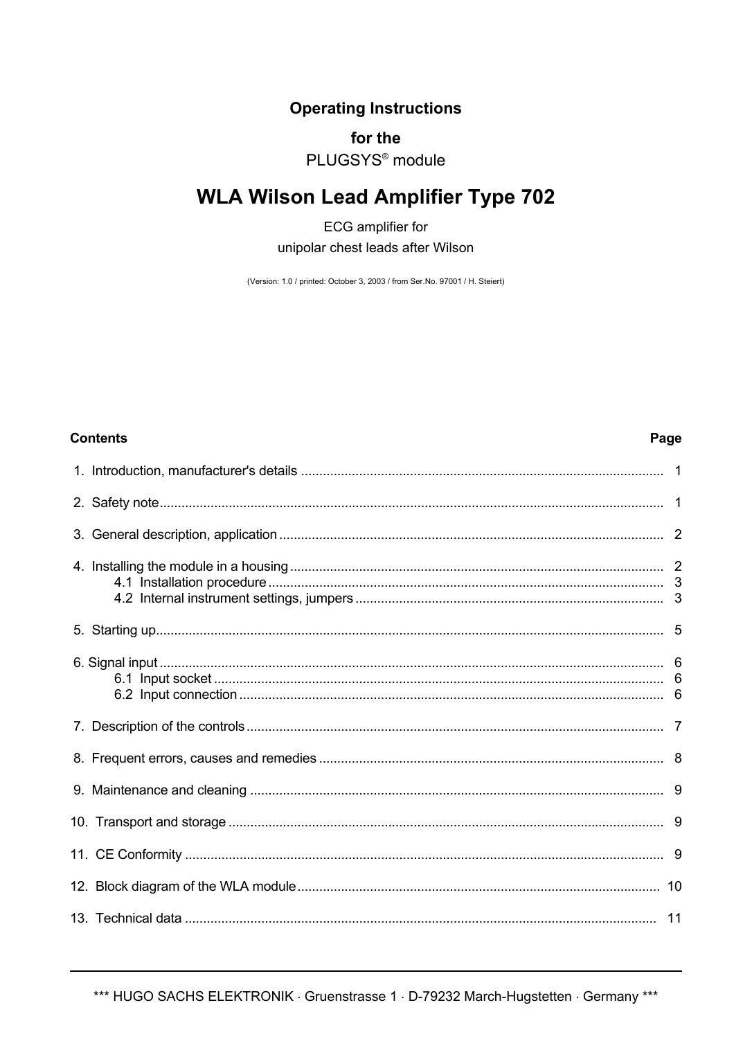**Operating Instructions**

**for the**

PLUGSYS® module

# WLA Wilson Lead Amplifier Type 702

ECG amplifier for
unipolar chest leads after Wilson

(Version: 1.0 / printed: October 3, 2003 / from Ser.No. 97001 / H. Steiert)

| **Contents** | **Page** |
|---|---|
| 1. Introduction, manufacturer's details | 1 |
| 2. Safety note | 1 |
| 3. General description, application | 2 |
| 4. Installing the module in a housing | 2 |
| 4.1 Installation procedure | 3 |
| 4.2 Internal instrument settings, jumpers | 3 |
| 5. Starting up | 5 |
| 6. Signal input | 6 |
| 6.1 Input socket | 6 |
| 6.2 Input connection | 6 |
| 7. Description of the controls | 7 |
| 8. Frequent errors, causes and remedies | 8 |
| 9. Maintenance and cleaning | 9 |
| 10. Transport and storage | 9 |
| 11. CE Conformity | 9 |
| 12. Block diagram of the WLA module | 10 |
| 13. Technical data | 11 |

*** HUGO SACHS ELEKTRONIK · Gruenstrasse 1 · D-79232 March-Hugstetten · Germany ***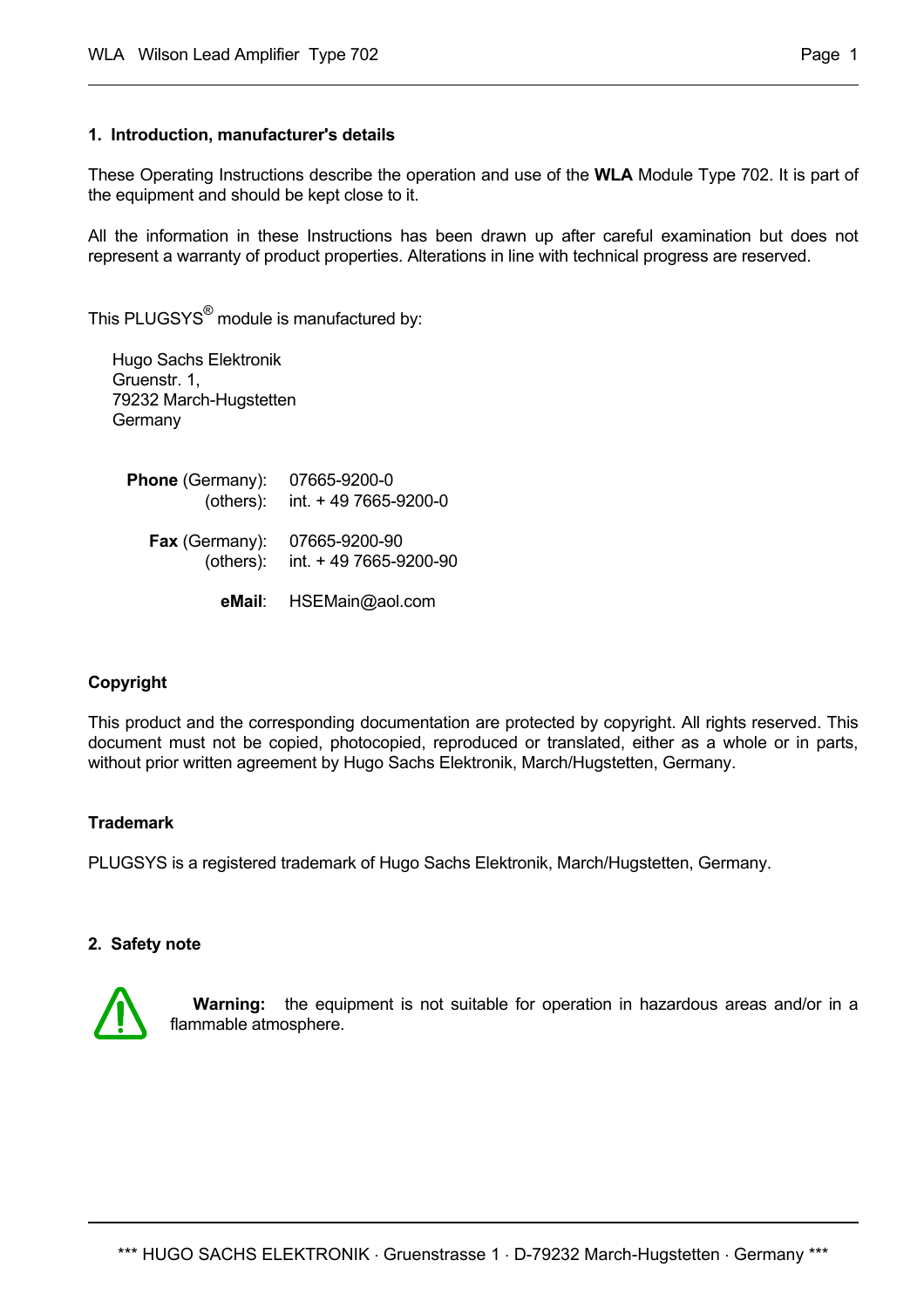## 1. Introduction, manufacturer's details

These Operating Instructions describe the operation and use of the **WLA** Module Type 702. It is part of the equipment and should be kept close to it.

All the information in these Instructions has been drawn up after careful examination but does not represent a warranty of product properties. Alterations in line with technical progress are reserved.

This PLUGSYS® module is manufactured by:

Hugo Sachs Elektronik
Gruenstr. 1,
79232 March-Hugstetten
Germany

| | |
|---|---|
| **Phone** (Germany): | 07665-9200-0 |
| (others): | int. + 49 7665-9200-0 |
| **Fax** (Germany): | 07665-9200-90 |
| (others): | int. + 49 7665-9200-90 |
| **eMail**: | HSEMain@aol.com |

### Copyright

This product and the corresponding documentation are protected by copyright. All rights reserved. This document must not be copied, photocopied, reproduced or translated, either as a whole or in parts, without prior written agreement by Hugo Sachs Elektronik, March/Hugstetten, Germany.

### Trademark

PLUGSYS is a registered trademark of Hugo Sachs Elektronik, March/Hugstetten, Germany.

## 2. Safety note

**Warning:** the equipment is not suitable for operation in hazardous areas and/or in a flammable atmosphere.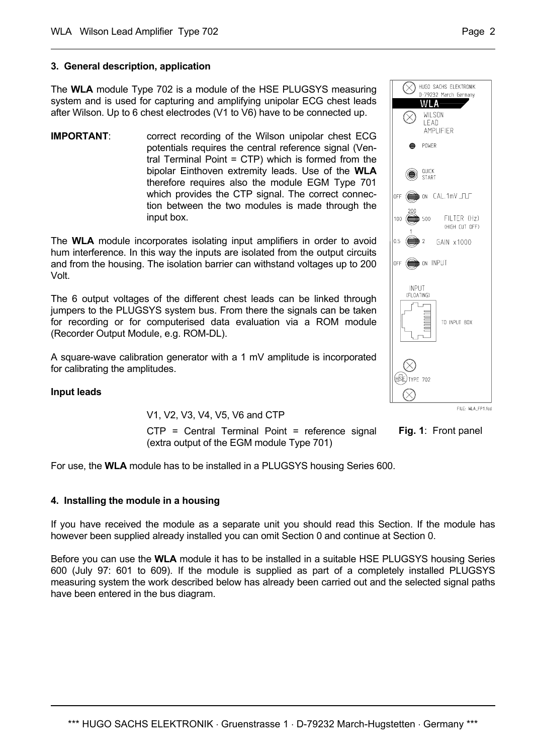## 3. General description, application

The **WLA** module Type 702 is a module of the HSE PLUGSYS measuring system and is used for capturing and amplifying unipolar ECG chest leads after Wilson. Up to 6 chest electrodes (V1 to V6) have to be connected up.

**IMPORTANT**: correct recording of the Wilson unipolar chest ECG potentials requires the central reference signal (Ventral Terminal Point = CTP) which is formed from the bipolar Einthoven extremity leads. Use of the **WLA** therefore requires also the module EGM Type 701 which provides the CTP signal. The correct connection between the two modules is made through the input box.

The **WLA** module incorporates isolating input amplifiers in order to avoid hum interference. In this way the inputs are isolated from the output circuits and from the housing. The isolation barrier can withstand voltages up to 200 Volt.

The 6 output voltages of the different chest leads can be linked through jumpers to the PLUGSYS system bus. From there the signals can be taken for recording or for computerised data evaluation via a ROM module (Recorder Output Module, e.g. ROM-DL).

A square-wave calibration generator with a 1 mV amplitude is incorporated for calibrating the amplitudes.

**Input leads**

V1, V2, V3, V4, V5, V6 and CTP

CTP = Central Terminal Point = reference signal (extra output of the EGM module Type 701)

**Fig. 1**: Front panel

For use, the **WLA** module has to be installed in a PLUGSYS housing Series 600.

## 4. Installing the module in a housing

If you have received the module as a separate unit you should read this Section. If the module has however been supplied already installed you can omit Section 0 and continue at Section 0.

Before you can use the **WLA** module it has to be installed in a suitable HSE PLUGSYS housing Series 600 (July 97: 601 to 609). If the module is supplied as part of a completely installed PLUGSYS measuring system the work described below has already been carried out and the selected signal paths have been entered in the bus diagram.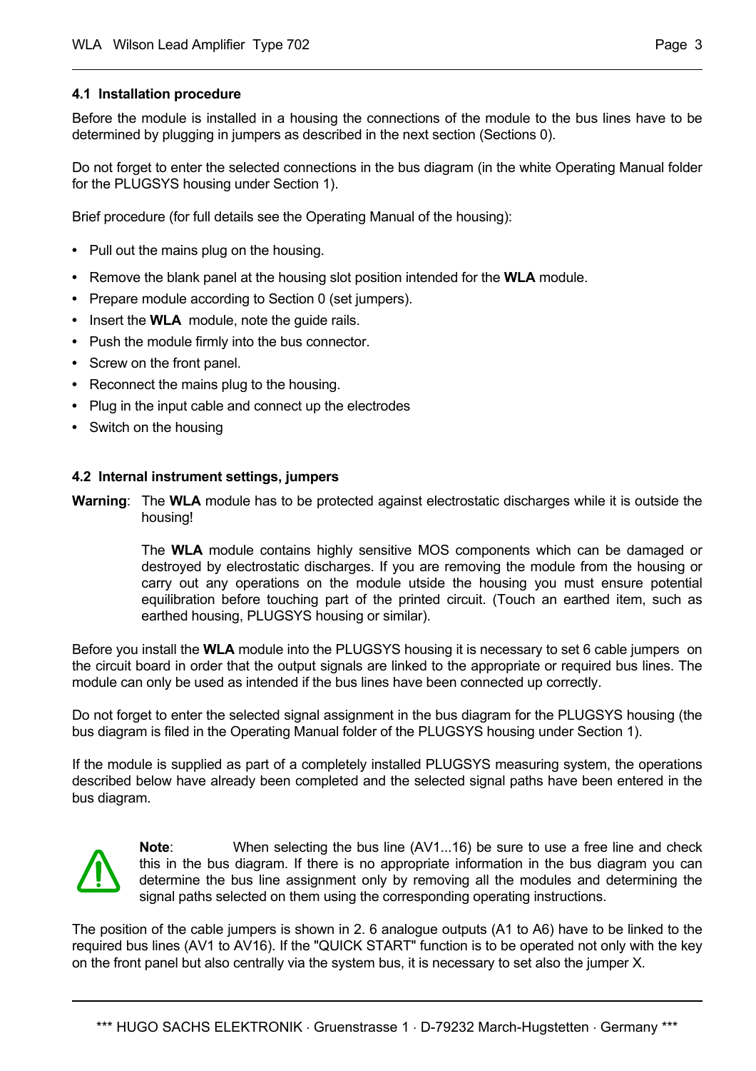### 4.1 Installation procedure

Before the module is installed in a housing the connections of the module to the bus lines have to be determined by plugging in jumpers as described in the next section (Sections 0).

Do not forget to enter the selected connections in the bus diagram (in the white Operating Manual folder for the PLUGSYS housing under Section 1).

Brief procedure (for full details see the Operating Manual of the housing):

- Pull out the mains plug on the housing.
- Remove the blank panel at the housing slot position intended for the **WLA** module.
- Prepare module according to Section 0 (set jumpers).
- Insert the **WLA** module, note the guide rails.
- Push the module firmly into the bus connector.
- Screw on the front panel.
- Reconnect the mains plug to the housing.
- Plug in the input cable and connect up the electrodes
- Switch on the housing

### 4.2 Internal instrument settings, jumpers

**Warning**: The **WLA** module has to be protected against electrostatic discharges while it is outside the housing!

The **WLA** module contains highly sensitive MOS components which can be damaged or destroyed by electrostatic discharges. If you are removing the module from the housing or carry out any operations on the module utside the housing you must ensure potential equilibration before touching part of the printed circuit. (Touch an earthed item, such as earthed housing, PLUGSYS housing or similar).

Before you install the **WLA** module into the PLUGSYS housing it is necessary to set 6 cable jumpers on the circuit board in order that the output signals are linked to the appropriate or required bus lines. The module can only be used as intended if the bus lines have been connected up correctly.

Do not forget to enter the selected signal assignment in the bus diagram for the PLUGSYS housing (the bus diagram is filed in the Operating Manual folder of the PLUGSYS housing under Section 1).

If the module is supplied as part of a completely installed PLUGSYS measuring system, the operations described below have already been completed and the selected signal paths have been entered in the bus diagram.

**Note**: When selecting the bus line (AV1...16) be sure to use a free line and check this in the bus diagram. If there is no appropriate information in the bus diagram you can determine the bus line assignment only by removing all the modules and determining the signal paths selected on them using the corresponding operating instructions.

The position of the cable jumpers is shown in 2. 6 analogue outputs (A1 to A6) have to be linked to the required bus lines (AV1 to AV16). If the "QUICK START" function is to be operated not only with the key on the front panel but also centrally via the system bus, it is necessary to set also the jumper X.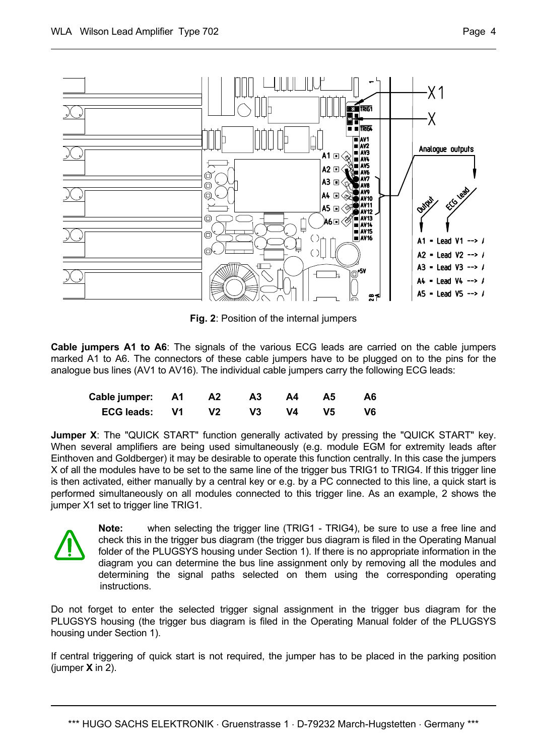**Fig. 2**: Position of the internal jumpers

**Cable jumpers A1 to A6**: The signals of the various ECG leads are carried on the cable jumpers marked A1 to A6. The connectors of these cable jumpers have to be plugged on to the pins for the analogue bus lines (AV1 to AV16). The individual cable jumpers carry the following ECG leads:

| **Cable jumper:** | **A1** | **A2** | **A3** | **A4** | **A5** | **A6** |
|---|---|---|---|---|---|---|
| **ECG leads:** | **V1** | **V2** | **V3** | **V4** | **V5** | **V6** |

**Jumper X**: The "QUICK START" function generally activated by pressing the "QUICK START" key. When several amplifiers are being used simultaneously (e.g. module EGM for extremity leads after Einthoven and Goldberger) it may be desirable to operate this function centrally. In this case the jumpers X of all the modules have to be set to the same line of the trigger bus TRIG1 to TRIG4. If this trigger line is then activated, either manually by a central key or e.g. by a PC connected to this line, a quick start is performed simultaneously on all modules connected to this trigger line. As an example, 2 shows the jumper X1 set to trigger line TRIG1.

**Note:** when selecting the trigger line (TRIG1 - TRIG4), be sure to use a free line and check this in the trigger bus diagram (the trigger bus diagram is filed in the Operating Manual folder of the PLUGSYS housing under Section 1). If there is no appropriate information in the diagram you can determine the bus line assignment only by removing all the modules and determining the signal paths selected on them using the corresponding operating instructions.

Do not forget to enter the selected trigger signal assignment in the trigger bus diagram for the PLUGSYS housing (the trigger bus diagram is filed in the Operating Manual folder of the PLUGSYS housing under Section 1).

If central triggering of quick start is not required, the jumper has to be placed in the parking position (jumper **X** in 2).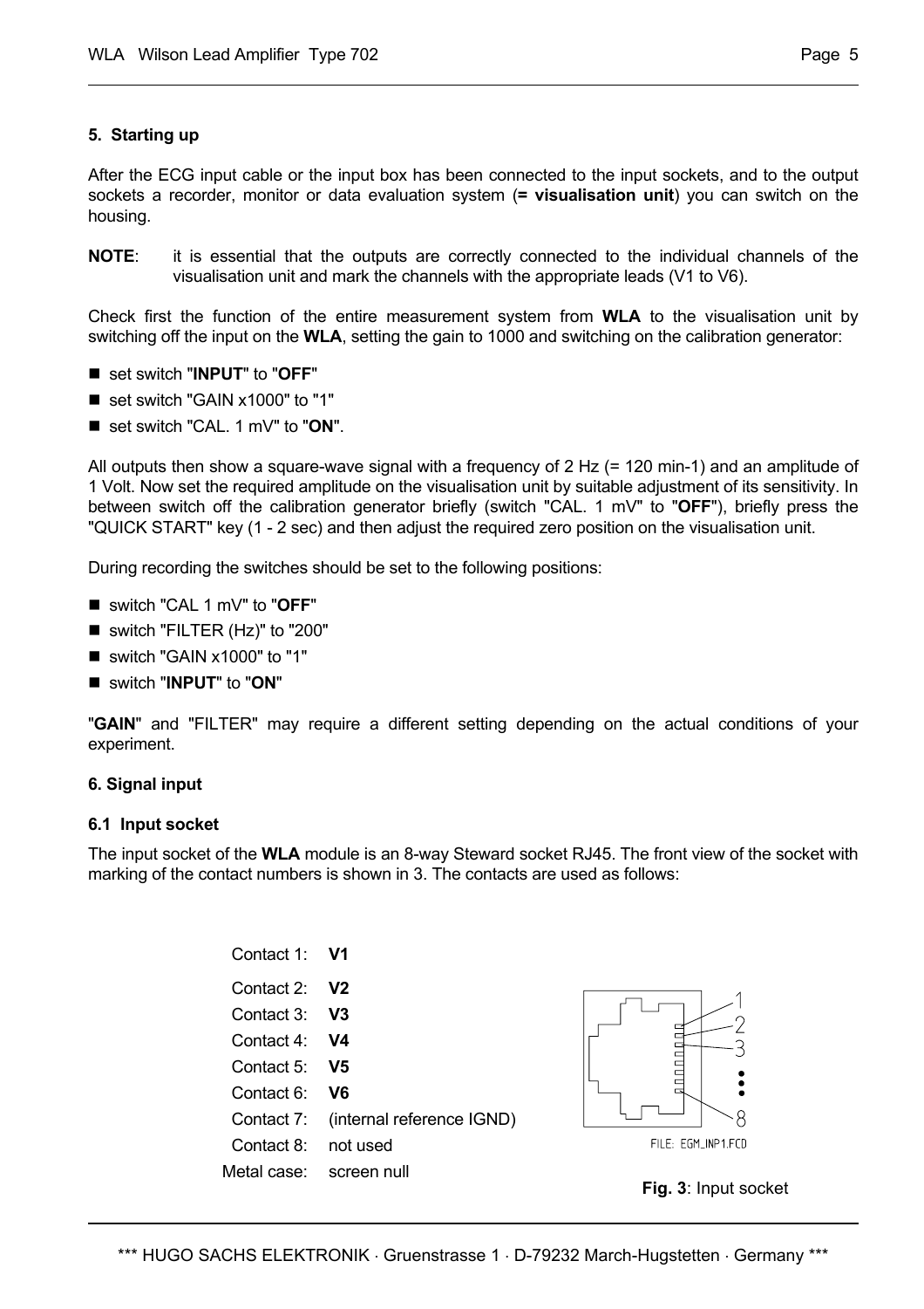## 5. Starting up

After the ECG input cable or the input box has been connected to the input sockets, and to the output sockets a recorder, monitor or data evaluation system (**= visualisation unit**) you can switch on the housing.

**NOTE**: it is essential that the outputs are correctly connected to the individual channels of the visualisation unit and mark the channels with the appropriate leads (V1 to V6).

Check first the function of the entire measurement system from **WLA** to the visualisation unit by switching off the input on the **WLA**, setting the gain to 1000 and switching on the calibration generator:

- set switch "**INPUT**" to "**OFF**"
- set switch "GAIN x1000" to "1"
- set switch "CAL. 1 mV" to "**ON**".

All outputs then show a square-wave signal with a frequency of 2 Hz (= 120 min-1) and an amplitude of 1 Volt. Now set the required amplitude on the visualisation unit by suitable adjustment of its sensitivity. In between switch off the calibration generator briefly (switch "CAL. 1 mV" to "**OFF**"), briefly press the "QUICK START" key (1 - 2 sec) and then adjust the required zero position on the visualisation unit.

During recording the switches should be set to the following positions:

- switch "CAL 1 mV" to "**OFF**"
- switch "FILTER (Hz)" to "200"
- switch "GAIN x1000" to "1"
- switch "**INPUT**" to "**ON**"

"**GAIN**" and "FILTER" may require a different setting depending on the actual conditions of your experiment.

## 6. Signal input

### 6.1 Input socket

The input socket of the **WLA** module is an 8-way Steward socket RJ45. The front view of the socket with marking of the contact numbers is shown in 3. The contacts are used as follows:

| | |
|---|---|
| Contact 1: | **V1** |
| Contact 2: | **V2** |
| Contact 3: | **V3** |
| Contact 4: | **V4** |
| Contact 5: | **V5** |
| Contact 6: | **V6** |
| Contact 7: | (internal reference IGND) |
| Contact 8: | not used |
| Metal case: | screen null |

FILE: EGM_INP1.FCD

**Fig. 3**: Input socket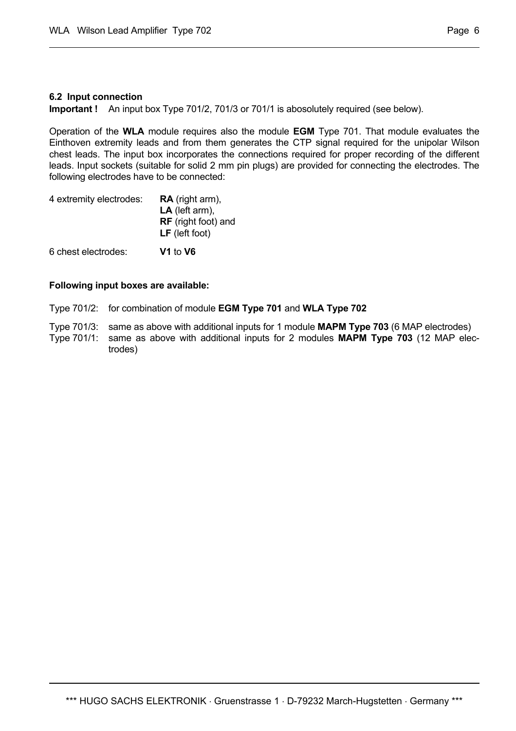### 6.2 Input connection

**Important !** An input box Type 701/2, 701/3 or 701/1 is abosolutely required (see below).

Operation of the **WLA** module requires also the module **EGM** Type 701. That module evaluates the Einthoven extremity leads and from them generates the CTP signal required for the unipolar Wilson chest leads. The input box incorporates the connections required for proper recording of the different leads. Input sockets (suitable for solid 2 mm pin plugs) are provided for connecting the electrodes. The following electrodes have to be connected:

4 extremity electrodes:
- **RA** (right arm),
- **LA** (left arm),
- **RF** (right foot) and
- **LF** (left foot)

6 chest electrodes: **V1** to **V6**

**Following input boxes are available:**

Type 701/2: for combination of module **EGM Type 701** and **WLA Type 702**

Type 701/3: same as above with additional inputs for 1 module **MAPM Type 703** (6 MAP electrodes)

Type 701/1: same as above with additional inputs for 2 modules **MAPM Type 703** (12 MAP electrodes)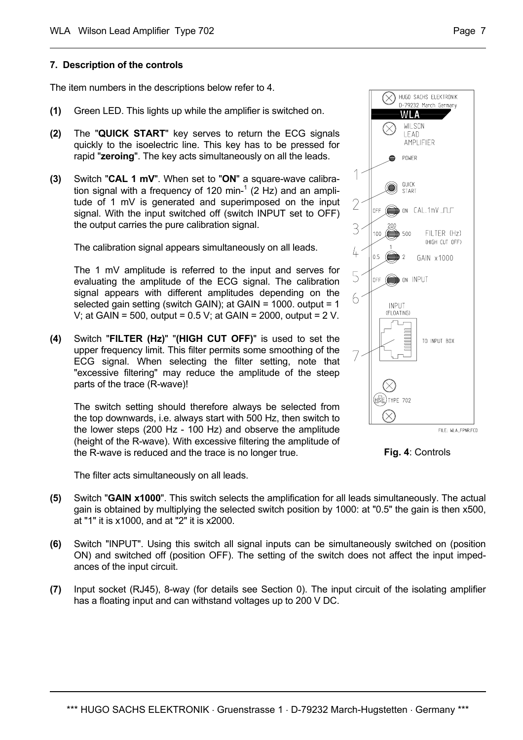## 7. Description of the controls

The item numbers in the descriptions below refer to 4.

**(1)** Green LED. This lights up while the amplifier is switched on.

**(2)** The "**QUICK START**" key serves to return the ECG signals quickly to the isoelectric line. This key has to be pressed for rapid "**zeroing**". The key acts simultaneously on all the leads.

**(3)** Switch "**CAL 1 mV**". When set to "**ON**" a square-wave calibration signal with a frequency of 120 min-[1] (2 Hz) and an amplitude of 1 mV is generated and superimposed on the input signal. With the input switched off (switch INPUT set to OFF) the output carries the pure calibration signal.

The calibration signal appears simultaneously on all leads.

The 1 mV amplitude is referred to the input and serves for evaluating the amplitude of the ECG signal. The calibration signal appears with different amplitudes depending on the selected gain setting (switch GAIN); at GAIN = 1000. output = 1 V; at GAIN = 500, output = 0.5 V; at GAIN = 2000, output = 2 V.

**(4)** Switch "**FILTER (Hz)**" "**(HIGH CUT OFF)**" is used to set the upper frequency limit. This filter permits some smoothing of the ECG signal. When selecting the filter setting, note that "excessive filtering" may reduce the amplitude of the steep parts of the trace (R-wave)!

The switch setting should therefore always be selected from the top downwards, i.e. always start with 500 Hz, then switch to the lower steps (200 Hz - 100 Hz) and observe the amplitude (height of the R-wave). With excessive filtering the amplitude of the R-wave is reduced and the trace is no longer true.

The filter acts simultaneously on all leads.

**Fig. 4**: Controls

**(5)** Switch "**GAIN x1000**". This switch selects the amplification for all leads simultaneously. The actual gain is obtained by multiplying the selected switch position by 1000: at "0.5" the gain is then x500, at "1" it is x1000, and at "2" it is x2000.

**(6)** Switch "INPUT". Using this switch all signal inputs can be simultaneously switched on (position ON) and switched off (position OFF). The setting of the switch does not affect the input impedances of the input circuit.

**(7)** Input socket (RJ45), 8-way (for details see Section 0). The input circuit of the isolating amplifier has a floating input and can withstand voltages up to 200 V DC.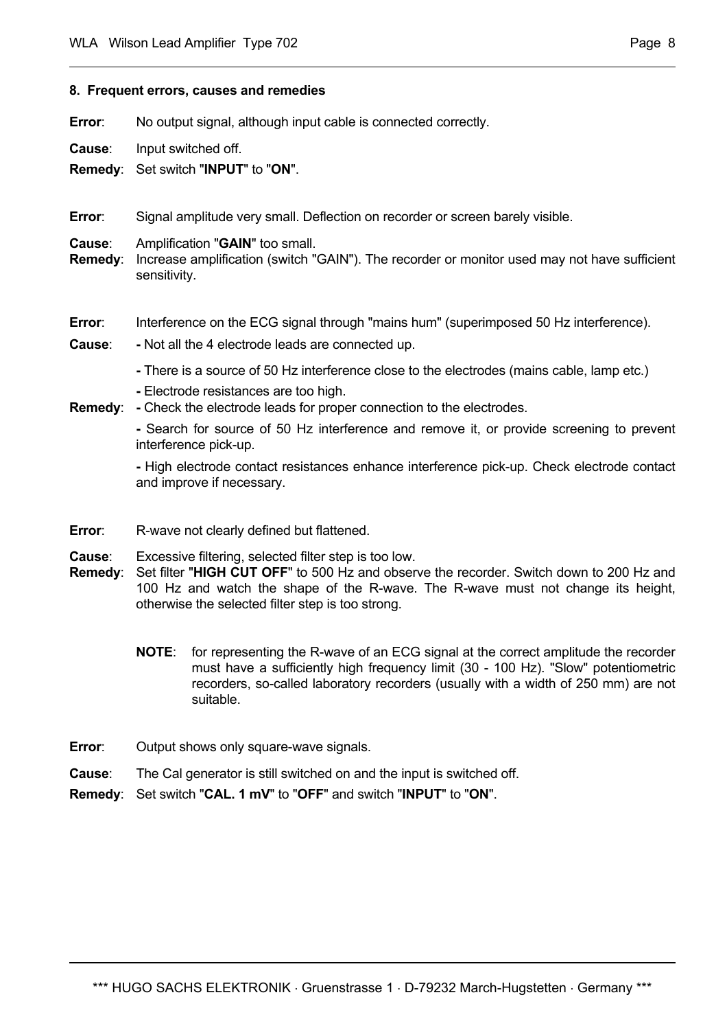## 8. Frequent errors, causes and remedies

**Error**: No output signal, although input cable is connected correctly.

**Cause**: Input switched off.

**Remedy**: Set switch "**INPUT**" to "**ON**".

**Error**: Signal amplitude very small. Deflection on recorder or screen barely visible.

**Cause**: Amplification "**GAIN**" too small.

**Remedy**: Increase amplification (switch "GAIN"). The recorder or monitor used may not have sufficient sensitivity.

**Error**: Interference on the ECG signal through "mains hum" (superimposed 50 Hz interference).

**Cause**:
- Not all the 4 electrode leads are connected up.
- There is a source of 50 Hz interference close to the electrodes (mains cable, lamp etc.)
- Electrode resistances are too high.

**Remedy**:
- Check the electrode leads for proper connection to the electrodes.
- Search for source of 50 Hz interference and remove it, or provide screening to prevent interference pick-up.
- High electrode contact resistances enhance interference pick-up. Check electrode contact and improve if necessary.

**Error**: R-wave not clearly defined but flattened.

**Cause**: Excessive filtering, selected filter step is too low.

**Remedy**: Set filter "**HIGH CUT OFF**" to 500 Hz and observe the recorder. Switch down to 200 Hz and 100 Hz and watch the shape of the R-wave. The R-wave must not change its height, otherwise the selected filter step is too strong.

> **NOTE**: for representing the R-wave of an ECG signal at the correct amplitude the recorder must have a sufficiently high frequency limit (30 - 100 Hz). "Slow" potentiometric recorders, so-called laboratory recorders (usually with a width of 250 mm) are not suitable.

**Error**: Output shows only square-wave signals.

**Cause**: The Cal generator is still switched on and the input is switched off.

**Remedy**: Set switch "**CAL. 1 mV**" to "**OFF**" and switch "**INPUT**" to "**ON**".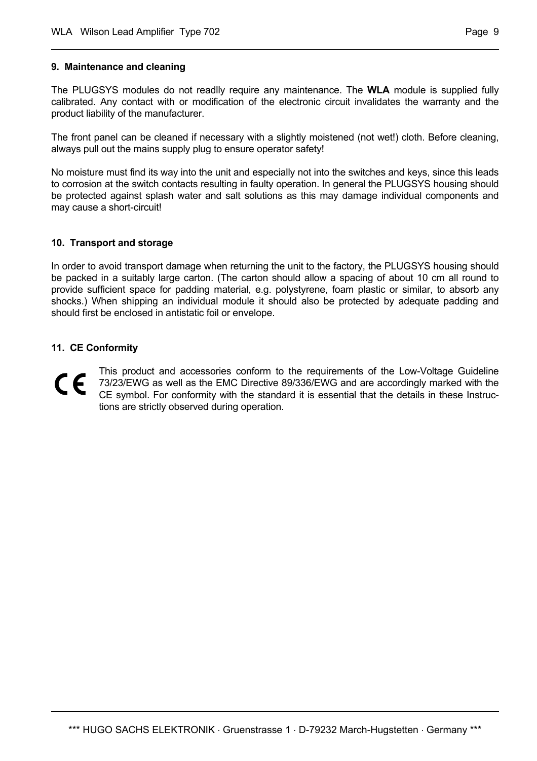### 9. Maintenance and cleaning

The PLUGSYS modules do not readlly require any maintenance. The **WLA** module is supplied fully calibrated. Any contact with or modification of the electronic circuit invalidates the warranty and the product liability of the manufacturer.

The front panel can be cleaned if necessary with a slightly moistened (not wet!) cloth. Before cleaning, always pull out the mains supply plug to ensure operator safety!

No moisture must find its way into the unit and especially not into the switches and keys, since this leads to corrosion at the switch contacts resulting in faulty operation. In general the PLUGSYS housing should be protected against splash water and salt solutions as this may damage individual components and may cause a short-circuit!

### 10. Transport and storage

In order to avoid transport damage when returning the unit to the factory, the PLUGSYS housing should be packed in a suitably large carton. (The carton should allow a spacing of about 10 cm all round to provide sufficient space for padding material, e.g. polystyrene, foam plastic or similar, to absorb any shocks.) When shipping an individual module it should also be protected by adequate padding and should first be enclosed in antistatic foil or envelope.

### 11. CE Conformity

CE This product and accessories conform to the requirements of the Low-Voltage Guideline 73/23/EWG as well as the EMC Directive 89/336/EWG and are accordingly marked with the CE symbol. For conformity with the standard it is essential that the details in these Instructions are strictly observed during operation.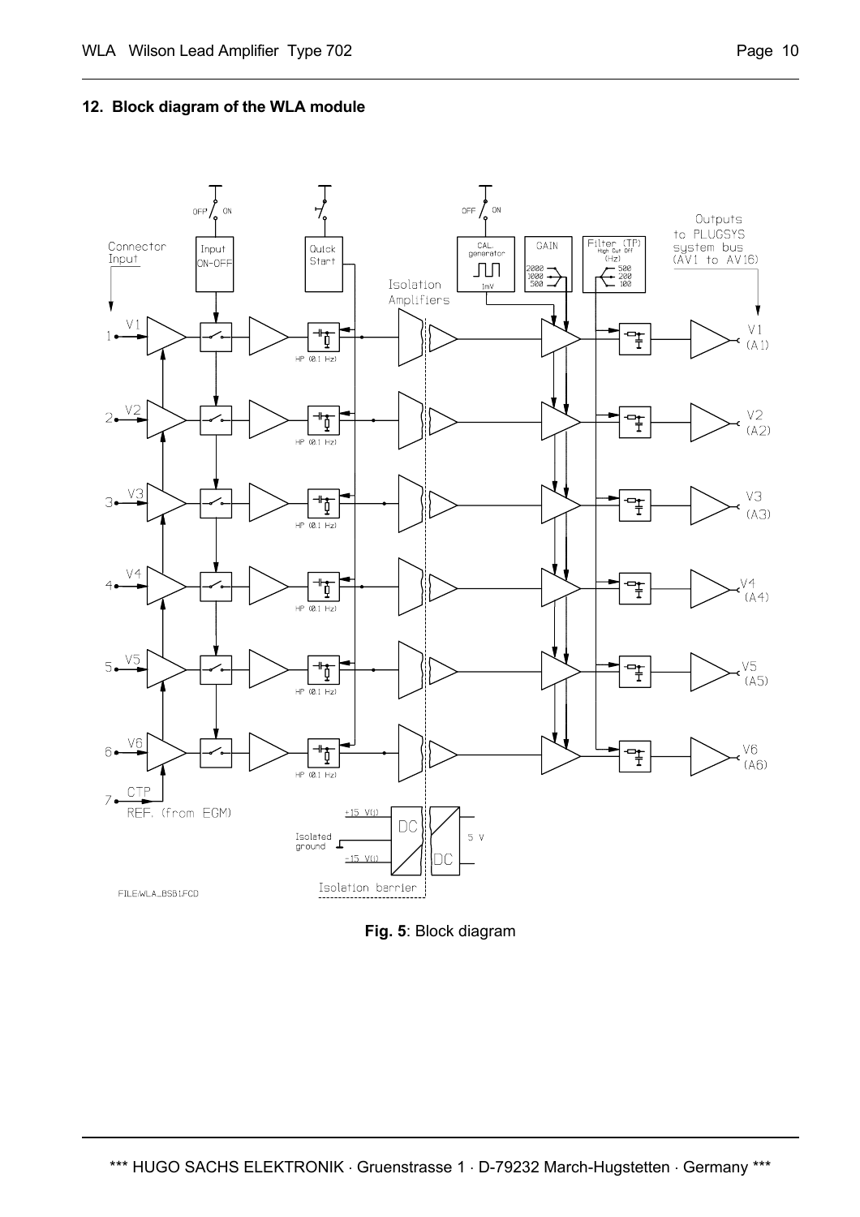## 12. Block diagram of the WLA module

**Fig. 5**: Block diagram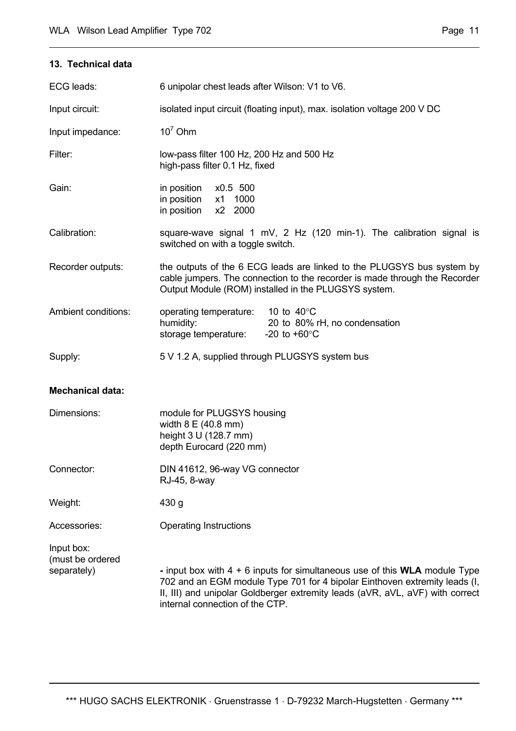## 13. Technical data

| | |
|---|---|
| ECG leads: | 6 unipolar chest leads after Wilson: V1 to V6. |
| Input circuit: | isolated input circuit (floating input), max. isolation voltage 200 V DC |
| Input impedance: | $10^7$ Ohm |
| Filter: | low-pass filter 100 Hz, 200 Hz and 500 Hz<br>high-pass filter 0.1 Hz, fixed |
| Gain: | in position x0.5 500<br>in position x1 1000<br>in position x2 2000 |
| Calibration: | square-wave signal 1 mV, 2 Hz (120 min-1). The calibration signal is switched on with a toggle switch. |
| Recorder outputs: | the outputs of the 6 ECG leads are linked to the PLUGSYS bus system by cable jumpers. The connection to the recorder is made through the Recorder Output Module (ROM) installed in the PLUGSYS system. |
| Ambient conditions: | operating temperature: 10 to 40°C<br>humidity: 20 to 80% rH, no condensation<br>storage temperature: -20 to +60°C |
| Supply: | 5 V 1.2 A, supplied through PLUGSYS system bus |

**Mechanical data:**

| | |
|---|---|
| Dimensions: | module for PLUGSYS housing<br>width 8 E (40.8 mm)<br>height 3 U (128.7 mm)<br>depth Eurocard (220 mm) |
| Connector: | DIN 41612, 96-way VG connector<br>RJ-45, 8-way |
| Weight: | 430 g |
| Accessories: | Operating Instructions |
| Input box:<br>(must be ordered separately) | - input box with 4 + 6 inputs for simultaneous use of this **WLA** module Type 702 and an EGM module Type 701 for 4 bipolar Einthoven extremity leads (I, II, III) and unipolar Goldberger extremity leads (aVR, aVL, aVF) with correct internal connection of the CTP. |